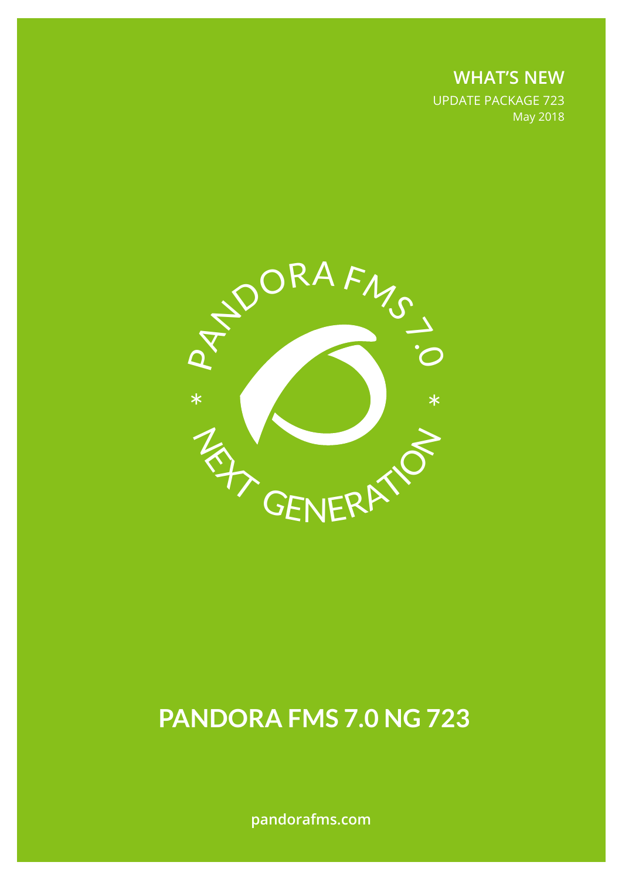**WHAT'S NEW**

UPDATE PACKAGE 723
May 2018

PANDORA FMS 7.0 * NEXT GENERATION *

# PANDORA FMS 7.0 NG 723

pandorafms.com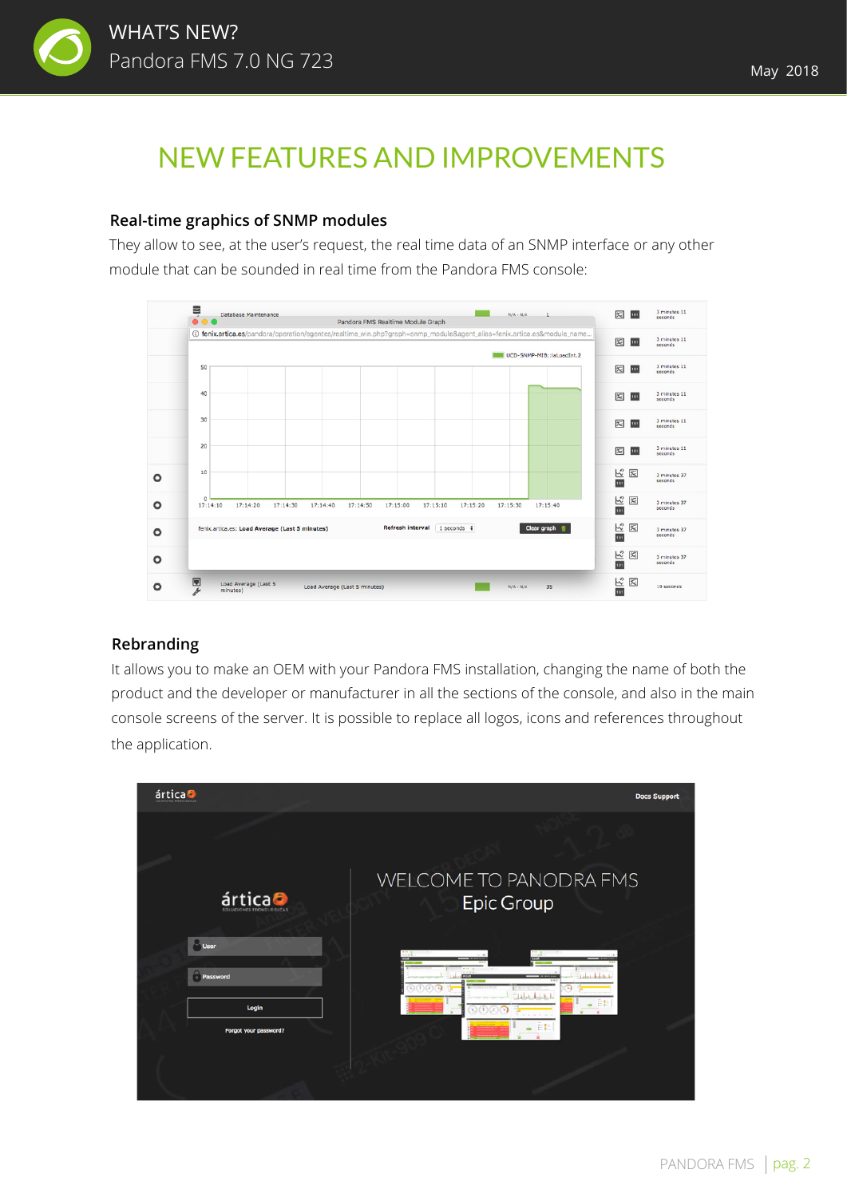# NEW FEATURES AND IMPROVEMENTS

## Real-time graphics of SNMP modules

They allow to see, at the user's request, the real time data of an SNMP interface or any other module that can be sounded in real time from the Pandora FMS console:

## Rebranding

It allows you to make an OEM with your Pandora FMS installation, changing the name of both the product and the developer or manufacturer in all the sections of the console, and also in the main console screens of the server. It is possible to replace all logos, icons and references throughout the application.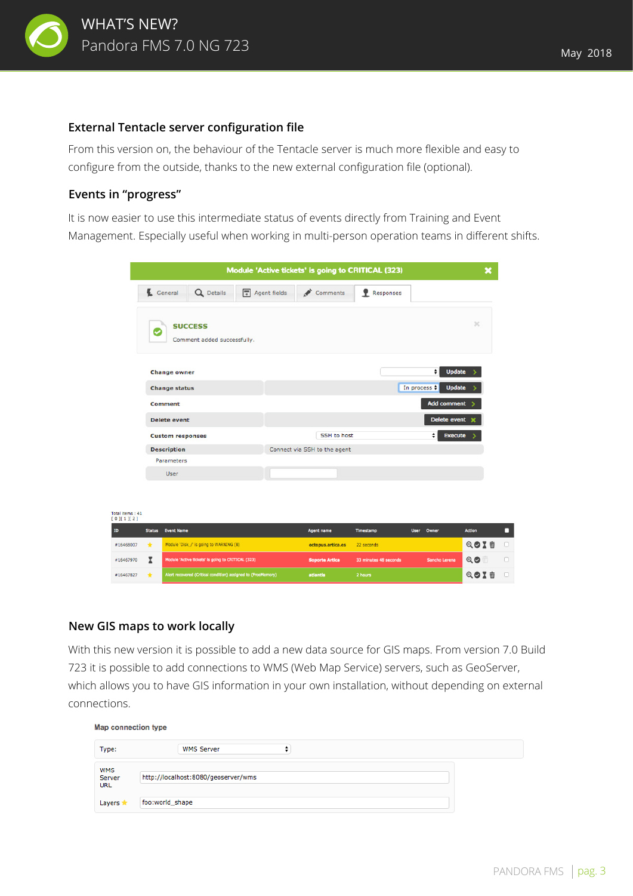### External Tentacle server configuration file

From this version on, the behaviour of the Tentacle server is much more flexible and easy to configure from the outside, thanks to the new external configuration file (optional).

### Events in "progress"

It is now easier to use this intermediate status of events directly from Training and Event Management. Especially useful when working in multi-person operation teams in different shifts.

### New GIS maps to work locally

With this new version it is possible to add a new data source for GIS maps. From version 7.0 Build 723 it is possible to add connections to WMS (Web Map Service) servers, such as GeoServer, which allows you to have GIS information in your own installation, without depending on external connections.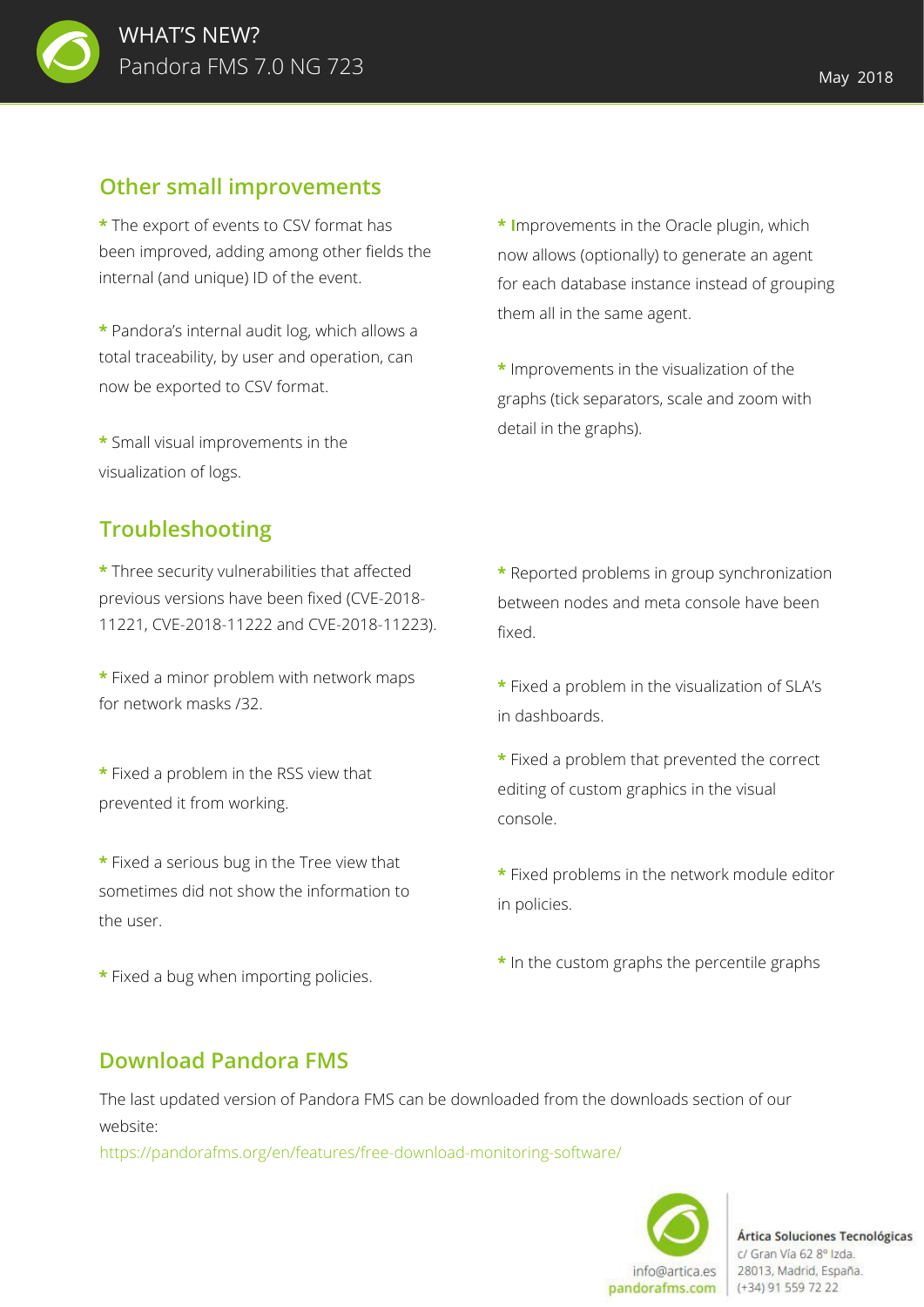## Other small improvements

* The export of events to CSV format has been improved, adding among other fields the internal (and unique) ID of the event.

* Pandora's internal audit log, which allows a total traceability, by user and operation, can now be exported to CSV format.

* Small visual improvements in the visualization of logs.

* Improvements in the Oracle plugin, which now allows (optionally) to generate an agent for each database instance instead of grouping them all in the same agent.

* Improvements in the visualization of the graphs (tick separators, scale and zoom with detail in the graphs).

## Troubleshooting

* Three security vulnerabilities that affected previous versions have been fixed (CVE-2018-11221, CVE-2018-11222 and CVE-2018-11223).

* Fixed a minor problem with network maps for network masks /32.

* Fixed a problem in the RSS view that prevented it from working.

* Fixed a serious bug in the Tree view that sometimes did not show the information to the user.

* Fixed a bug when importing policies.

* Reported problems in group synchronization between nodes and meta console have been fixed.

* Fixed a problem in the visualization of SLA's in dashboards.

* Fixed a problem that prevented the correct editing of custom graphics in the visual console.

* Fixed problems in the network module editor in policies.

* In the custom graphs the percentile graphs

## Download Pandora FMS

The last updated version of Pandora FMS can be downloaded from the downloads section of our website:
https://pandorafms.org/en/features/free-download-monitoring-software/

info@artica.es
pandorafms.com

**Ártica Soluciones Tecnológicas**
c/ Gran Vía 62 8º Izda.
28013, Madrid, España.
(+34) 91 559 72 22